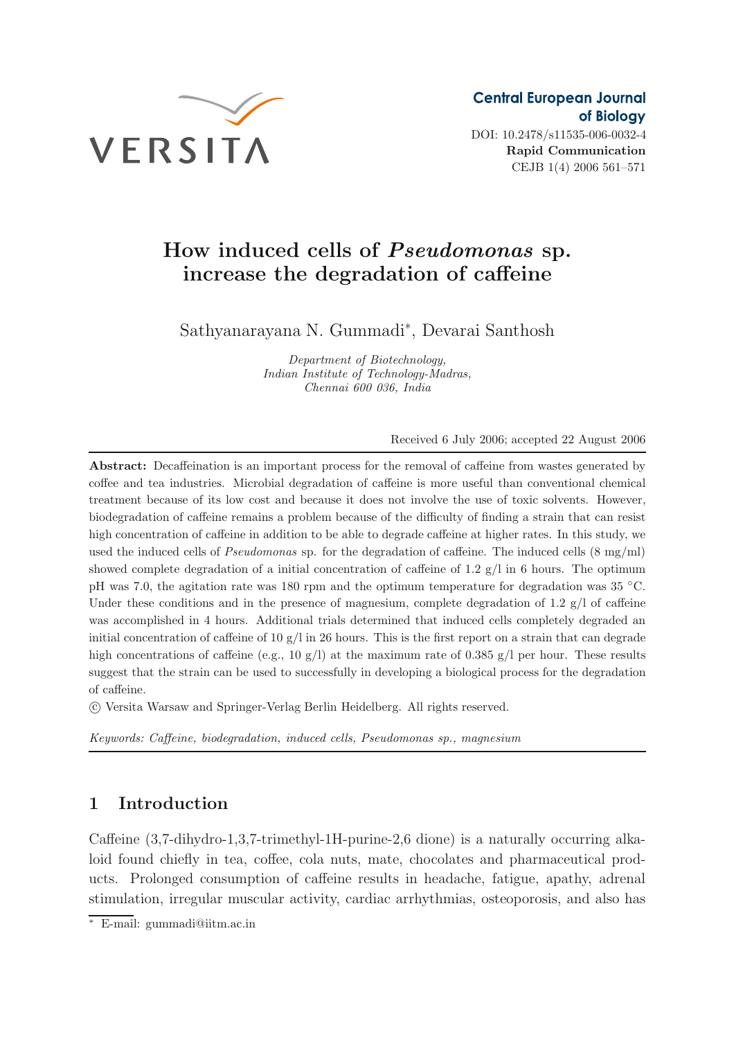Central European Journal of Biology

DOI: 10.2478/s11535-006-0032-4

**Rapid Communication**

# How induced cells of *Pseudomonas* sp. increase the degradation of caffeine

Sathyanarayana N. Gummadi*, Devarai Santhosh

*Department of Biotechnology, Indian Institute of Technology-Madras, Chennai 600 036, India*

Received 6 July 2006; accepted 22 August 2006

**Abstract:** Decaffeination is an important process for the removal of caffeine from wastes generated by coffee and tea industries. Microbial degradation of caffeine is more useful than conventional chemical treatment because of its low cost and because it does not involve the use of toxic solvents. However, biodegradation of caffeine remains a problem because of the difficulty of finding a strain that can resist high concentration of caffeine in addition to be able to degrade caffeine at higher rates. In this study, we used the induced cells of *Pseudomonas* sp. for the degradation of caffeine. The induced cells (8 mg/ml) showed complete degradation of a initial concentration of caffeine of 1.2 g/l in 6 hours. The optimum pH was 7.0, the agitation rate was 180 rpm and the optimum temperature for degradation was 35 °C. Under these conditions and in the presence of magnesium, complete degradation of 1.2 g/l of caffeine was accomplished in 4 hours. Additional trials determined that induced cells completely degraded an initial concentration of caffeine of 10 g/l in 26 hours. This is the first report on a strain that can degrade high concentrations of caffeine (e.g., 10 g/l) at the maximum rate of 0.385 g/l per hour. These results suggest that the strain can be used to successfully in developing a biological process for the degradation of caffeine.

© Versita Warsaw and Springer-Verlag Berlin Heidelberg. All rights reserved.

*Keywords: Caffeine, biodegradation, induced cells, Pseudomonas sp., magnesium*

## 1 Introduction

Caffeine (3,7-dihydro-1,3,7-trimethyl-1H-purine-2,6 dione) is a naturally occurring alkaloid found chiefly in tea, coffee, cola nuts, mate, chocolates and pharmaceutical products. Prolonged consumption of caffeine results in headache, fatigue, apathy, adrenal stimulation, irregular muscular activity, cardiac arrhythmias, osteoporosis, and also has

* E-mail: gummadi@iitm.ac.in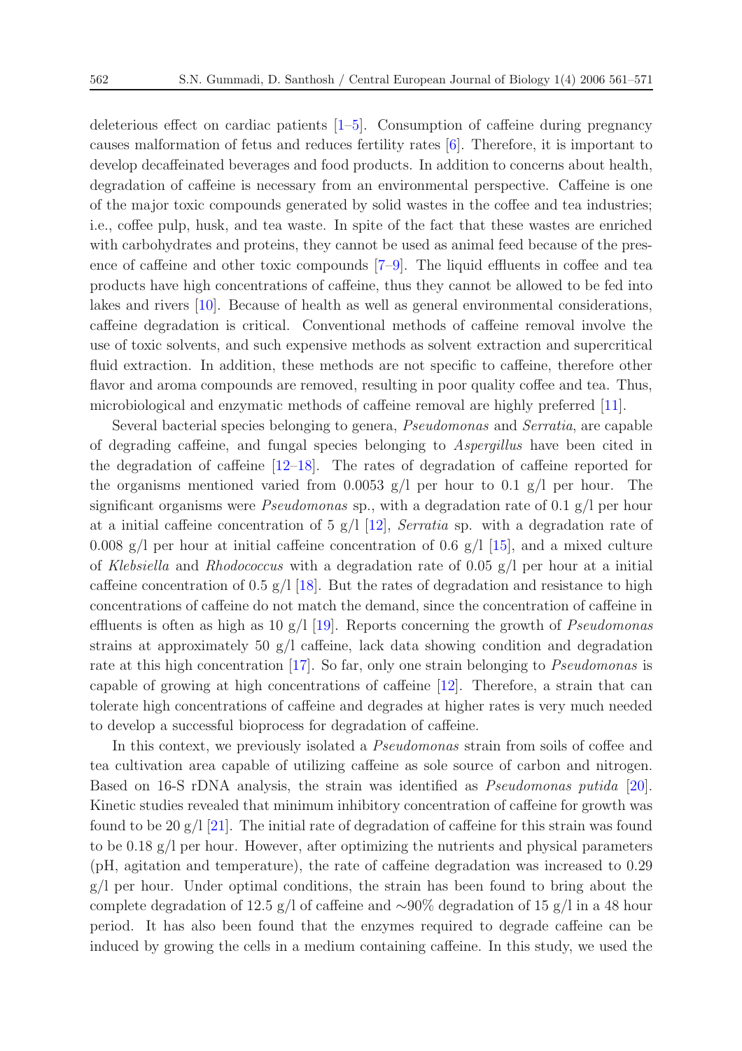deleterious effect on cardiac patients [1–5]. Consumption of caffeine during pregnancy causes malformation of fetus and reduces fertility rates [6]. Therefore, it is important to develop decaffeinated beverages and food products. In addition to concerns about health, degradation of caffeine is necessary from an environmental perspective. Caffeine is one of the major toxic compounds generated by solid wastes in the coffee and tea industries; i.e., coffee pulp, husk, and tea waste. In spite of the fact that these wastes are enriched with carbohydrates and proteins, they cannot be used as animal feed because of the presence of caffeine and other toxic compounds [7–9]. The liquid effluents in coffee and tea products have high concentrations of caffeine, thus they cannot be allowed to be fed into lakes and rivers [10]. Because of health as well as general environmental considerations, caffeine degradation is critical. Conventional methods of caffeine removal involve the use of toxic solvents, and such expensive methods as solvent extraction and supercritical fluid extraction. In addition, these methods are not specific to caffeine, therefore other flavor and aroma compounds are removed, resulting in poor quality coffee and tea. Thus, microbiological and enzymatic methods of caffeine removal are highly preferred [11].

Several bacterial species belonging to genera, *Pseudomonas* and *Serratia*, are capable of degrading caffeine, and fungal species belonging to *Aspergillus* have been cited in the degradation of caffeine [12–18]. The rates of degradation of caffeine reported for the organisms mentioned varied from 0.0053 g/l per hour to 0.1 g/l per hour. The significant organisms were *Pseudomonas* sp., with a degradation rate of 0.1 g/l per hour at a initial caffeine concentration of 5 g/l [12], *Serratia* sp. with a degradation rate of 0.008 g/l per hour at initial caffeine concentration of 0.6 g/l [15], and a mixed culture of *Klebsiella* and *Rhodococcus* with a degradation rate of 0.05 g/l per hour at a initial caffeine concentration of 0.5 g/l [18]. But the rates of degradation and resistance to high concentrations of caffeine do not match the demand, since the concentration of caffeine in effluents is often as high as 10 g/l [19]. Reports concerning the growth of *Pseudomonas* strains at approximately 50 g/l caffeine, lack data showing condition and degradation rate at this high concentration [17]. So far, only one strain belonging to *Pseudomonas* is capable of growing at high concentrations of caffeine [12]. Therefore, a strain that can tolerate high concentrations of caffeine and degrades at higher rates is very much needed to develop a successful bioprocess for degradation of caffeine.

In this context, we previously isolated a *Pseudomonas* strain from soils of coffee and tea cultivation area capable of utilizing caffeine as sole source of carbon and nitrogen. Based on 16-S rDNA analysis, the strain was identified as *Pseudomonas putida* [20]. Kinetic studies revealed that minimum inhibitory concentration of caffeine for growth was found to be 20 g/l [21]. The initial rate of degradation of caffeine for this strain was found to be 0.18 g/l per hour. However, after optimizing the nutrients and physical parameters (pH, agitation and temperature), the rate of caffeine degradation was increased to 0.29 g/l per hour. Under optimal conditions, the strain has been found to bring about the complete degradation of 12.5 g/l of caffeine and $\sim$90% degradation of 15 g/l in a 48 hour period. It has also been found that the enzymes required to degrade caffeine can be induced by growing the cells in a medium containing caffeine. In this study, we used the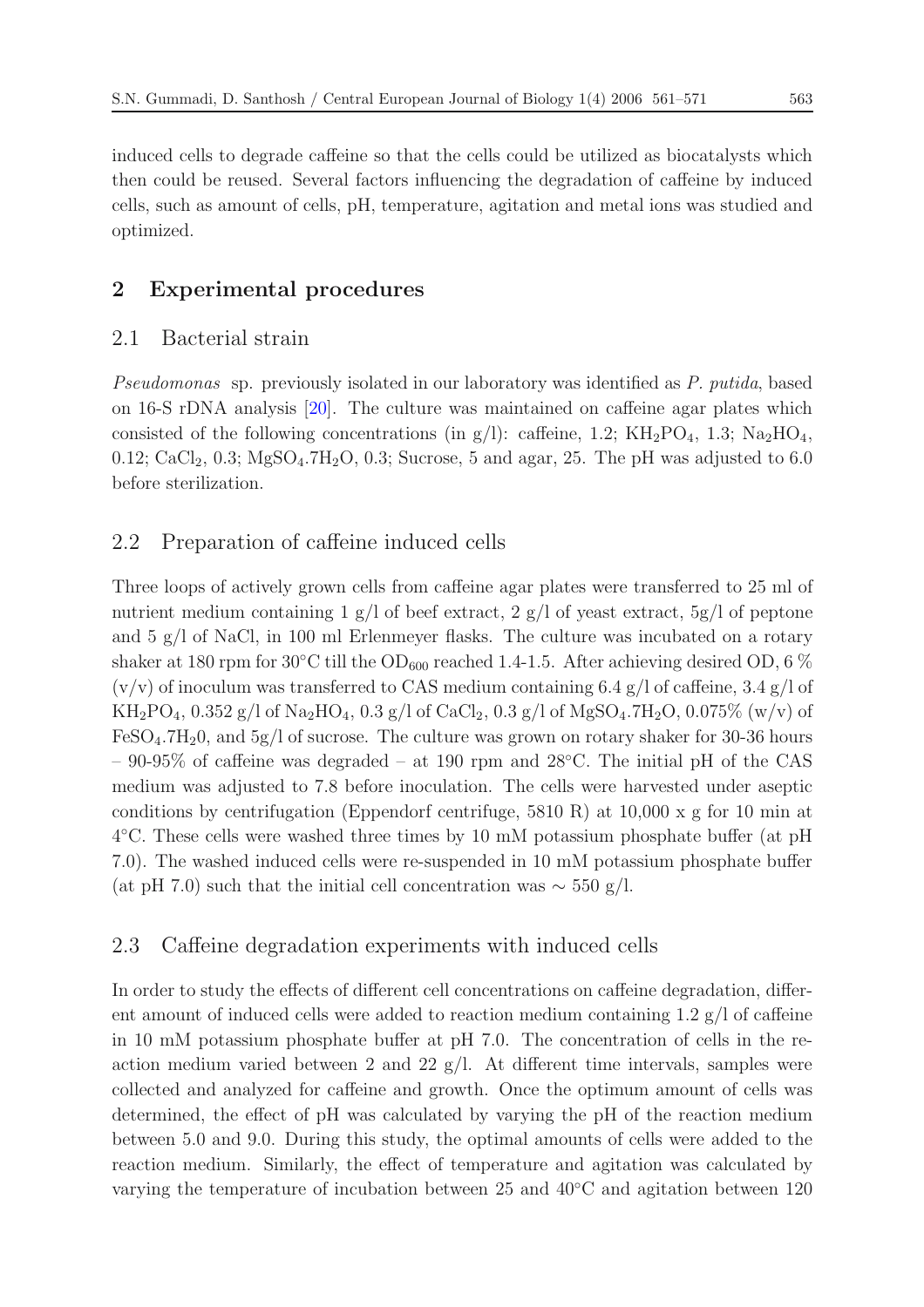induced cells to degrade caffeine so that the cells could be utilized as biocatalysts which then could be reused. Several factors influencing the degradation of caffeine by induced cells, such as amount of cells, pH, temperature, agitation and metal ions was studied and optimized.

## 2 Experimental procedures

### 2.1 Bacterial strain

*Pseudomonas* sp. previously isolated in our laboratory was identified as *P. putida*, based on 16-S rDNA analysis [20]. The culture was maintained on caffeine agar plates which consisted of the following concentrations (in g/l): caffeine, 1.2; $KH_2PO_4$, 1.3; $Na_2HO_4$, 0.12; $CaCl_2$, 0.3; $MgSO_4.7H_2O$, 0.3; Sucrose, 5 and agar, 25. The pH was adjusted to 6.0 before sterilization.

### 2.2 Preparation of caffeine induced cells

Three loops of actively grown cells from caffeine agar plates were transferred to 25 ml of nutrient medium containing 1 g/l of beef extract, 2 g/l of yeast extract, 5g/l of peptone and 5 g/l of NaCl, in 100 ml Erlenmeyer flasks. The culture was incubated on a rotary shaker at 180 rpm for 30°C till the $OD_{600}$ reached 1.4-1.5. After achieving desired OD, 6 % (v/v) of inoculum was transferred to CAS medium containing 6.4 g/l of caffeine, 3.4 g/l of $KH_2PO_4$, 0.352 g/l of $Na_2HO_4$, 0.3 g/l of $CaCl_2$, 0.3 g/l of $MgSO_4.7H_2O$, 0.075% (w/v) of $FeSO_4.7H_20$, and 5g/l of sucrose. The culture was grown on rotary shaker for 30-36 hours – 90-95% of caffeine was degraded – at 190 rpm and 28°C. The initial pH of the CAS medium was adjusted to 7.8 before inoculation. The cells were harvested under aseptic conditions by centrifugation (Eppendorf centrifuge, 5810 R) at 10,000 x g for 10 min at 4°C. These cells were washed three times by 10 mM potassium phosphate buffer (at pH 7.0). The washed induced cells were re-suspended in 10 mM potassium phosphate buffer (at pH 7.0) such that the initial cell concentration was ∼ 550 g/l.

### 2.3 Caffeine degradation experiments with induced cells

In order to study the effects of different cell concentrations on caffeine degradation, different amount of induced cells were added to reaction medium containing 1.2 g/l of caffeine in 10 mM potassium phosphate buffer at pH 7.0. The concentration of cells in the reaction medium varied between 2 and 22 g/l. At different time intervals, samples were collected and analyzed for caffeine and growth. Once the optimum amount of cells was determined, the effect of pH was calculated by varying the pH of the reaction medium between 5.0 and 9.0. During this study, the optimal amounts of cells were added to the reaction medium. Similarly, the effect of temperature and agitation was calculated by varying the temperature of incubation between 25 and 40°C and agitation between 120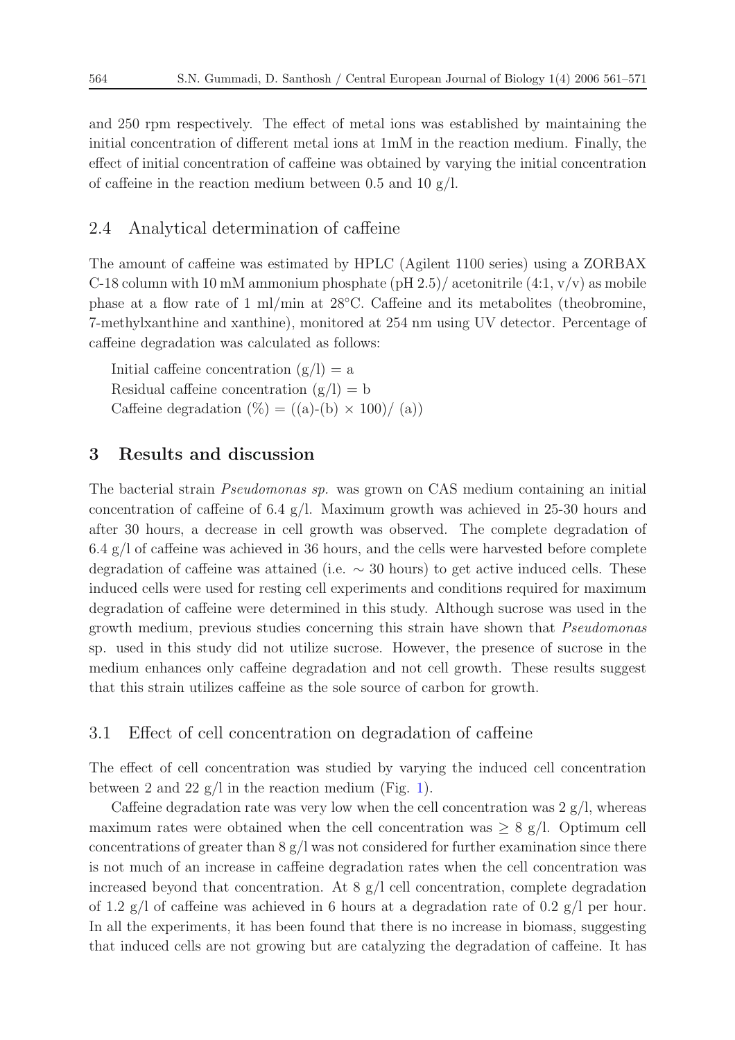and 250 rpm respectively. The effect of metal ions was established by maintaining the initial concentration of different metal ions at 1mM in the reaction medium. Finally, the effect of initial concentration of caffeine was obtained by varying the initial concentration of caffeine in the reaction medium between 0.5 and 10 g/l.

## 2.4 Analytical determination of caffeine

The amount of caffeine was estimated by HPLC (Agilent 1100 series) using a ZORBAX C-18 column with 10 mM ammonium phosphate (pH 2.5)/ acetonitrile (4:1, v/v) as mobile phase at a flow rate of 1 ml/min at 28°C. Caffeine and its metabolites (theobromine, 7-methylxanthine and xanthine), monitored at 254 nm using UV detector. Percentage of caffeine degradation was calculated as follows:

Initial caffeine concentration (g/l) = a
Residual caffeine concentration (g/l) = b
Caffeine degradation (%) = ((a)-(b) × 100)/ (a))

# 3 Results and discussion

The bacterial strain *Pseudomonas sp.* was grown on CAS medium containing an initial concentration of caffeine of 6.4 g/l. Maximum growth was achieved in 25-30 hours and after 30 hours, a decrease in cell growth was observed. The complete degradation of 6.4 g/l of caffeine was achieved in 36 hours, and the cells were harvested before complete degradation of caffeine was attained (i.e. ∼ 30 hours) to get active induced cells. These induced cells were used for resting cell experiments and conditions required for maximum degradation of caffeine were determined in this study. Although sucrose was used in the growth medium, previous studies concerning this strain have shown that *Pseudomonas* sp. used in this study did not utilize sucrose. However, the presence of sucrose in the medium enhances only caffeine degradation and not cell growth. These results suggest that this strain utilizes caffeine as the sole source of carbon for growth.

## 3.1 Effect of cell concentration on degradation of caffeine

The effect of cell concentration was studied by varying the induced cell concentration between 2 and 22 g/l in the reaction medium (Fig. 1).

Caffeine degradation rate was very low when the cell concentration was 2 g/l, whereas maximum rates were obtained when the cell concentration was $\geq$ 8 g/l. Optimum cell concentrations of greater than 8 g/l was not considered for further examination since there is not much of an increase in caffeine degradation rates when the cell concentration was increased beyond that concentration. At 8 g/l cell concentration, complete degradation of 1.2 g/l of caffeine was achieved in 6 hours at a degradation rate of 0.2 g/l per hour. In all the experiments, it has been found that there is no increase in biomass, suggesting that induced cells are not growing but are catalyzing the degradation of caffeine. It has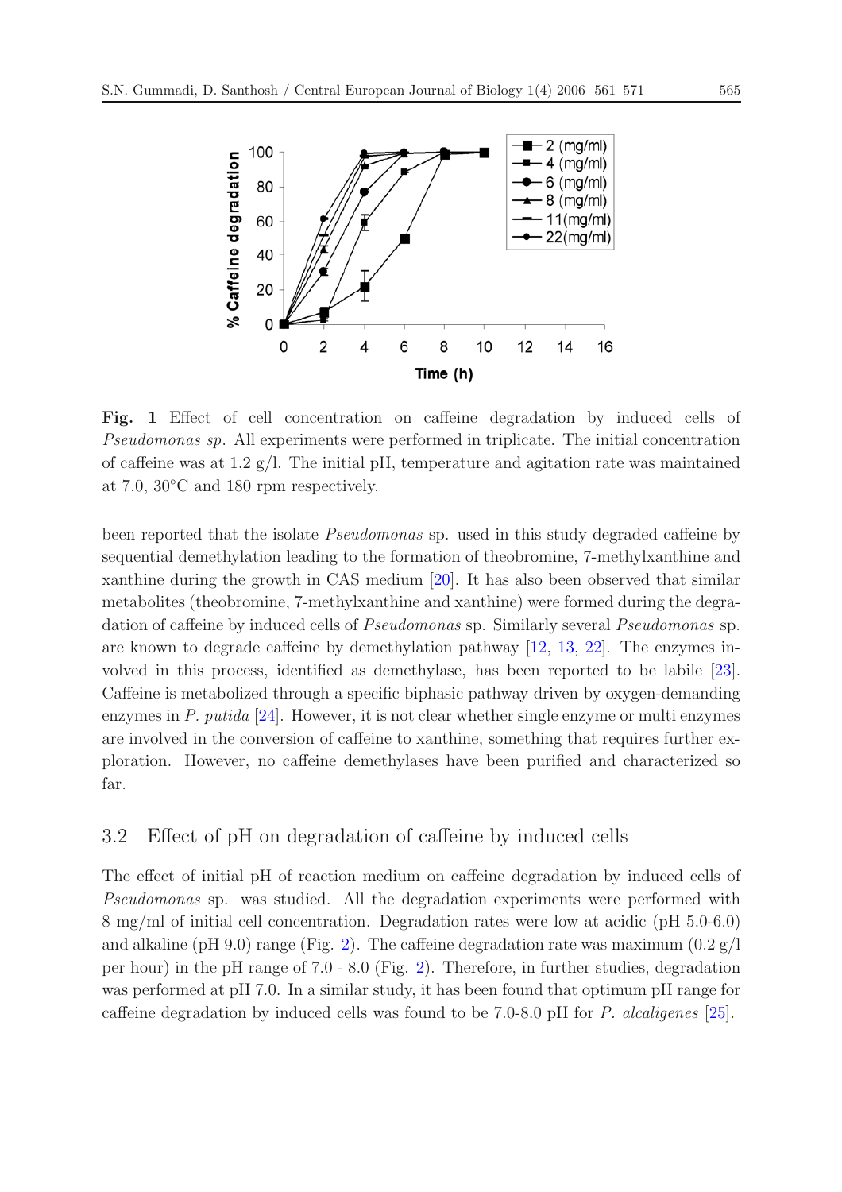**Fig. 1** Effect of cell concentration on caffeine degradation by induced cells of *Pseudomonas sp.* All experiments were performed in triplicate. The initial concentration of caffeine was at 1.2 g/l. The initial pH, temperature and agitation rate was maintained at 7.0, 30°C and 180 rpm respectively.

been reported that the isolate *Pseudomonas* sp. used in this study degraded caffeine by sequential demethylation leading to the formation of theobromine, 7-methylxanthine and xanthine during the growth in CAS medium [20]. It has also been observed that similar metabolites (theobromine, 7-methylxanthine and xanthine) were formed during the degradation of caffeine by induced cells of *Pseudomonas* sp. Similarly several *Pseudomonas* sp. are known to degrade caffeine by demethylation pathway [12, 13, 22]. The enzymes involved in this process, identified as demethylase, has been reported to be labile [23]. Caffeine is metabolized through a specific biphasic pathway driven by oxygen-demanding enzymes in *P. putida* [24]. However, it is not clear whether single enzyme or multi enzymes are involved in the conversion of caffeine to xanthine, something that requires further exploration. However, no caffeine demethylases have been purified and characterized so far.

## 3.2 Effect of pH on degradation of caffeine by induced cells

The effect of initial pH of reaction medium on caffeine degradation by induced cells of *Pseudomonas* sp. was studied. All the degradation experiments were performed with 8 mg/ml of initial cell concentration. Degradation rates were low at acidic (pH 5.0-6.0) and alkaline (pH 9.0) range (Fig. 2). The caffeine degradation rate was maximum (0.2 g/l per hour) in the pH range of 7.0 - 8.0 (Fig. 2). Therefore, in further studies, degradation was performed at pH 7.0. In a similar study, it has been found that optimum pH range for caffeine degradation by induced cells was found to be 7.0-8.0 pH for *P. alcaligenes* [25].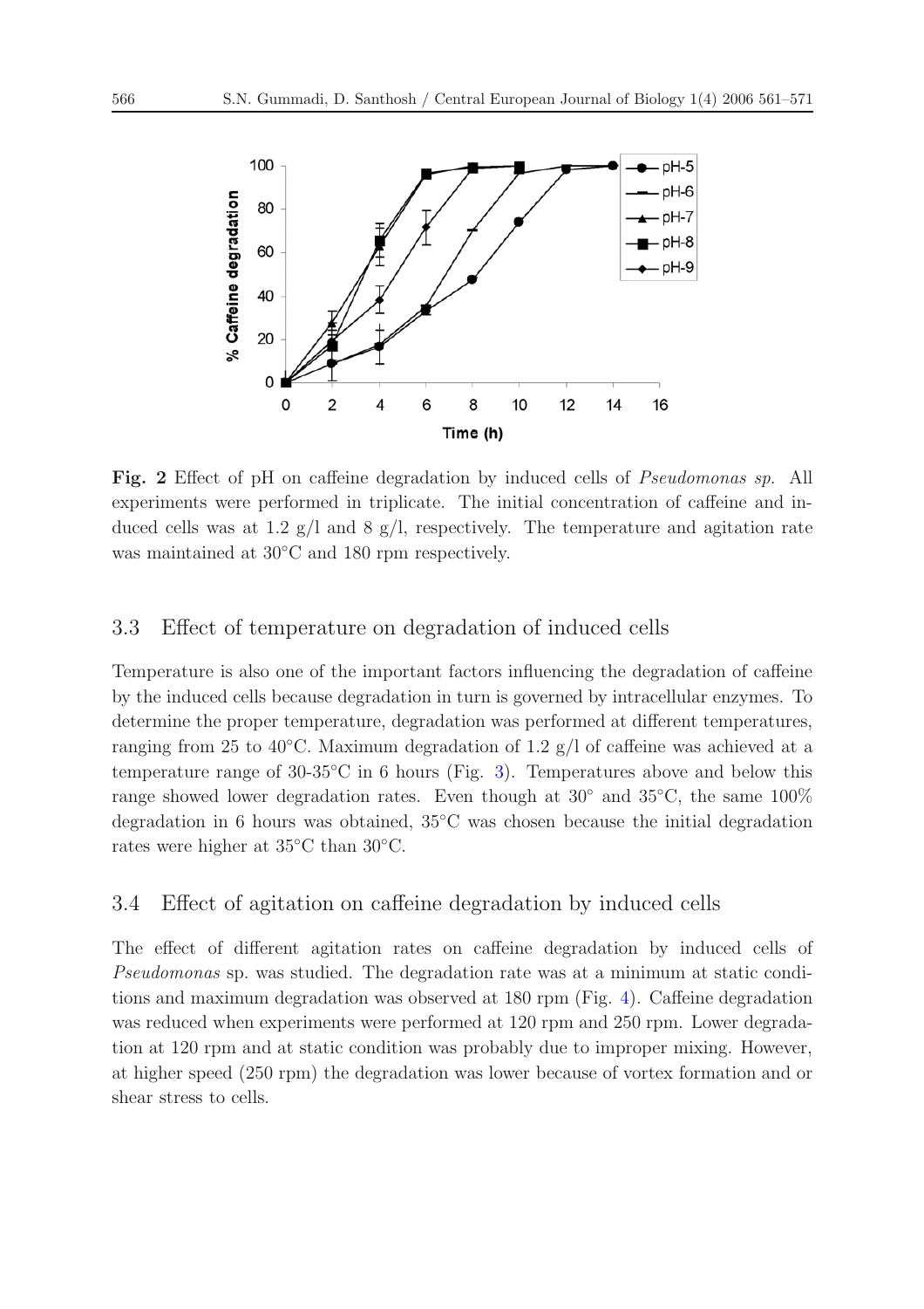**Fig. 2** Effect of pH on caffeine degradation by induced cells of *Pseudomonas sp.* All experiments were performed in triplicate. The initial concentration of caffeine and induced cells was at 1.2 g/l and 8 g/l, respectively. The temperature and agitation rate was maintained at 30°C and 180 rpm respectively.

## 3.3 Effect of temperature on degradation of induced cells

Temperature is also one of the important factors influencing the degradation of caffeine by the induced cells because degradation in turn is governed by intracellular enzymes. To determine the proper temperature, degradation was performed at different temperatures, ranging from 25 to 40°C. Maximum degradation of 1.2 g/l of caffeine was achieved at a temperature range of 30-35°C in 6 hours (Fig. 3). Temperatures above and below this range showed lower degradation rates. Even though at 30° and 35°C, the same 100% degradation in 6 hours was obtained, 35°C was chosen because the initial degradation rates were higher at 35°C than 30°C.

## 3.4 Effect of agitation on caffeine degradation by induced cells

The effect of different agitation rates on caffeine degradation by induced cells of *Pseudomonas* sp. was studied. The degradation rate was at a minimum at static conditions and maximum degradation was observed at 180 rpm (Fig. 4). Caffeine degradation was reduced when experiments were performed at 120 rpm and 250 rpm. Lower degradation at 120 rpm and at static condition was probably due to improper mixing. However, at higher speed (250 rpm) the degradation was lower because of vortex formation and or shear stress to cells.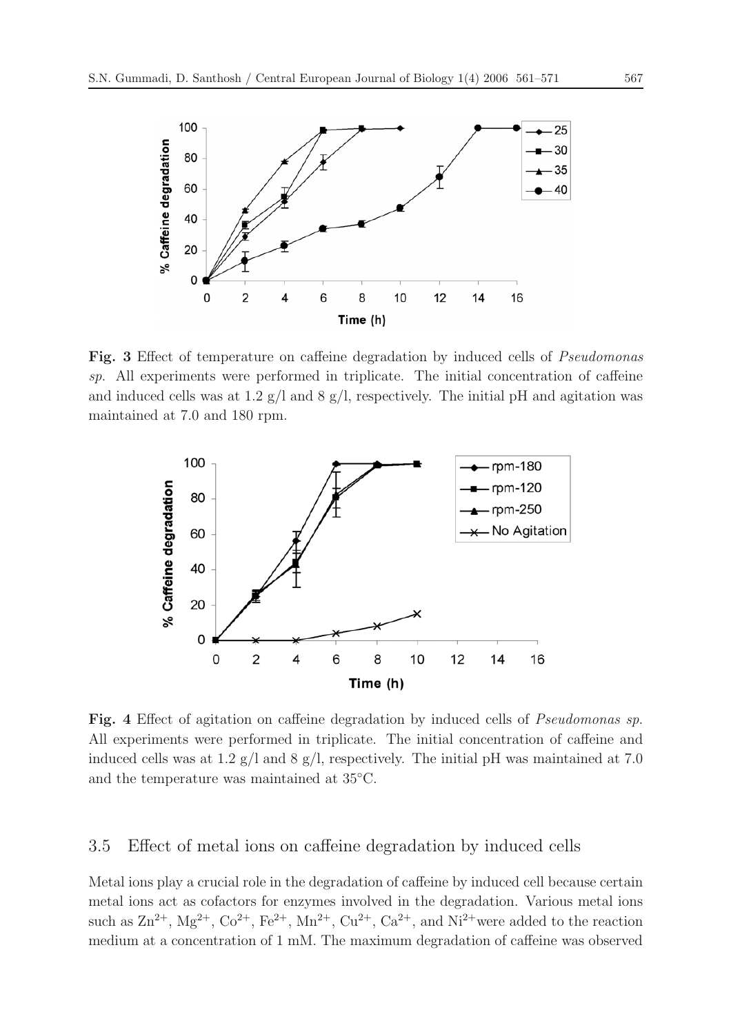**Fig. 3** Effect of temperature on caffeine degradation by induced cells of *Pseudomonas sp.* All experiments were performed in triplicate. The initial concentration of caffeine and induced cells was at 1.2 g/l and 8 g/l, respectively. The initial pH and agitation was maintained at 7.0 and 180 rpm.

**Fig. 4** Effect of agitation on caffeine degradation by induced cells of *Pseudomonas sp.* All experiments were performed in triplicate. The initial concentration of caffeine and induced cells was at 1.2 g/l and 8 g/l, respectively. The initial pH was maintained at 7.0 and the temperature was maintained at 35°C.

## 3.5 Effect of metal ions on caffeine degradation by induced cells

Metal ions play a crucial role in the degradation of caffeine by induced cell because certain metal ions act as cofactors for enzymes involved in the degradation. Various metal ions such as $Zn^{2+}$, $Mg^{2+}$, $Co^{2+}$, $Fe^{2+}$, $Mn^{2+}$, $Cu^{2+}$, $Ca^{2+}$, and $Ni^{2+}$were added to the reaction medium at a concentration of 1 mM. The maximum degradation of caffeine was observed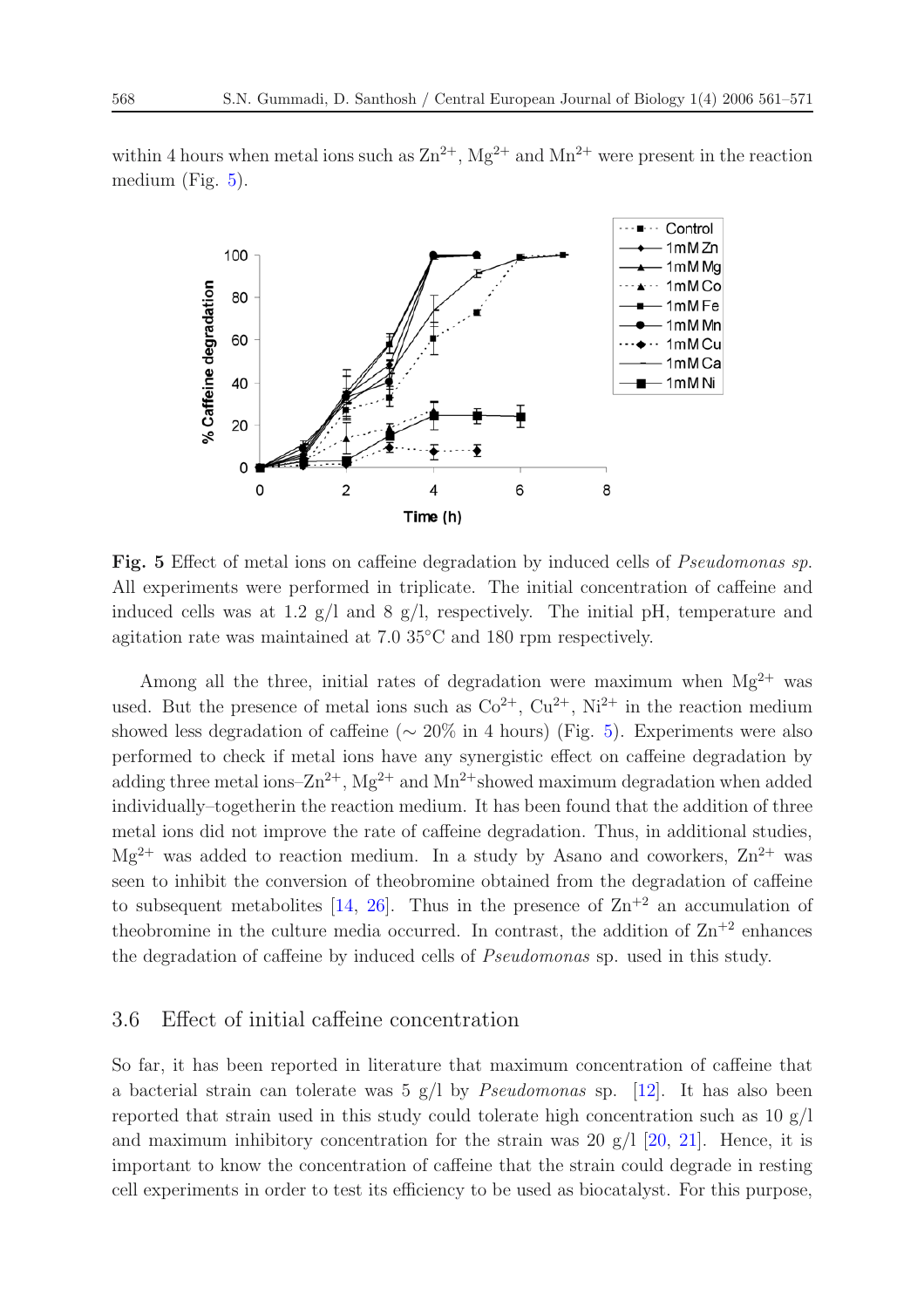within 4 hours when metal ions such as $Zn^{2+}$, $Mg^{2+}$ and $Mn^{2+}$ were present in the reaction medium (Fig. 5).

**Fig. 5** Effect of metal ions on caffeine degradation by induced cells of *Pseudomonas sp.* All experiments were performed in triplicate. The initial concentration of caffeine and induced cells was at 1.2 g/l and 8 g/l, respectively. The initial pH, temperature and agitation rate was maintained at 7.0 35°C and 180 rpm respectively.

Among all the three, initial rates of degradation were maximum when $Mg^{2+}$ was used. But the presence of metal ions such as $Co^{2+}$, $Cu^{2+}$, $Ni^{2+}$ in the reaction medium showed less degradation of caffeine (~ 20% in 4 hours) (Fig. 5). Experiments were also performed to check if metal ions have any synergistic effect on caffeine degradation by adding three metal ions–$Zn^{2+}$, $Mg^{2+}$ and $Mn^{2+}$showed maximum degradation when added individually–togetherin the reaction medium. It has been found that the addition of three metal ions did not improve the rate of caffeine degradation. Thus, in additional studies, $Mg^{2+}$ was added to reaction medium. In a study by Asano and coworkers, $Zn^{2+}$ was seen to inhibit the conversion of theobromine obtained from the degradation of caffeine to subsequent metabolites [14, 26]. Thus in the presence of $Zn^{+2}$ an accumulation of theobromine in the culture media occurred. In contrast, the addition of $Zn^{+2}$ enhances the degradation of caffeine by induced cells of *Pseudomonas* sp. used in this study.

## 3.6 Effect of initial caffeine concentration

So far, it has been reported in literature that maximum concentration of caffeine that a bacterial strain can tolerate was 5 g/l by *Pseudomonas* sp. [12]. It has also been reported that strain used in this study could tolerate high concentration such as 10 g/l and maximum inhibitory concentration for the strain was 20 g/l [20, 21]. Hence, it is important to know the concentration of caffeine that the strain could degrade in resting cell experiments in order to test its efficiency to be used as biocatalyst. For this purpose,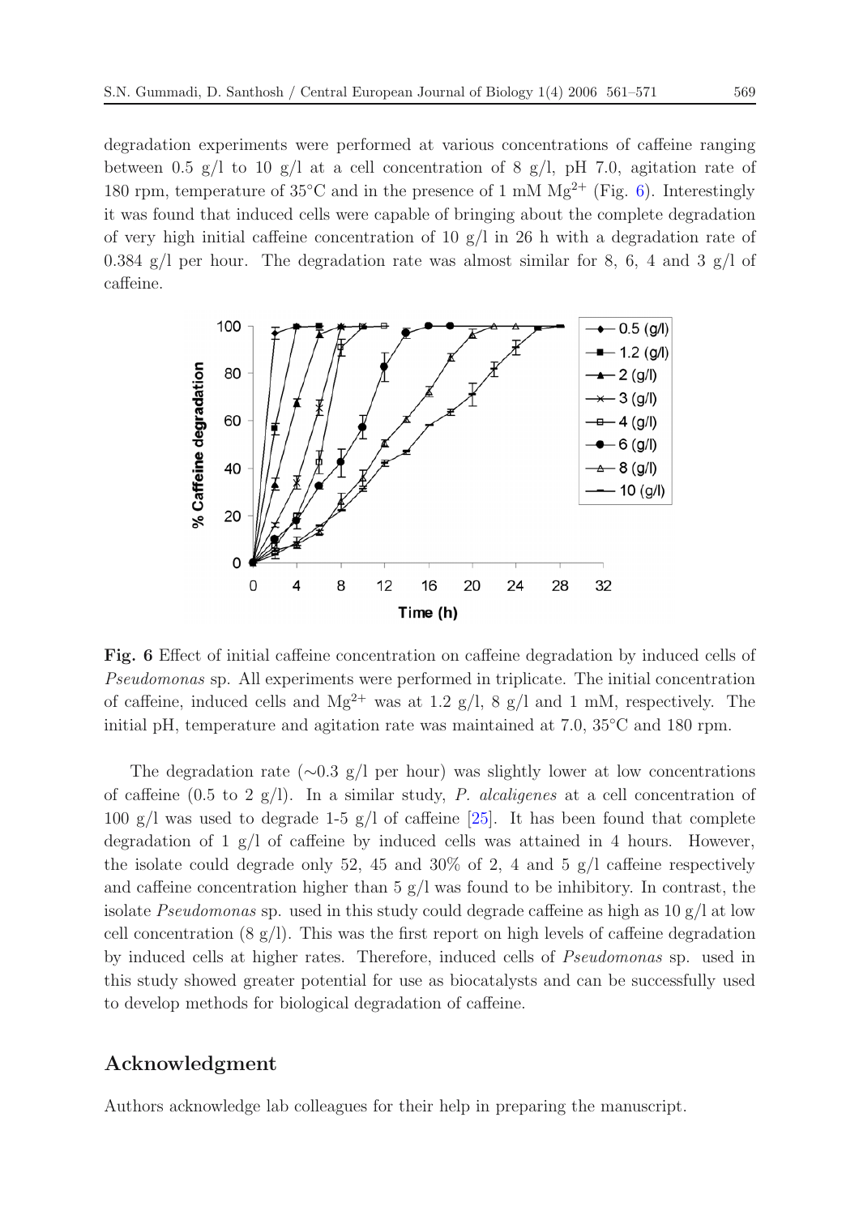degradation experiments were performed at various concentrations of caffeine ranging between 0.5 g/l to 10 g/l at a cell concentration of 8 g/l, pH 7.0, agitation rate of 180 rpm, temperature of 35°C and in the presence of 1 mM $Mg^{2+}$ (Fig. 6). Interestingly it was found that induced cells were capable of bringing about the complete degradation of very high initial caffeine concentration of 10 g/l in 26 h with a degradation rate of 0.384 g/l per hour. The degradation rate was almost similar for 8, 6, 4 and 3 g/l of caffeine.

**Fig. 6** Effect of initial caffeine concentration on caffeine degradation by induced cells of *Pseudomonas* sp. All experiments were performed in triplicate. The initial concentration of caffeine, induced cells and $Mg^{2+}$ was at 1.2 g/l, 8 g/l and 1 mM, respectively. The initial pH, temperature and agitation rate was maintained at 7.0, 35°C and 180 rpm.

The degradation rate (~0.3 g/l per hour) was slightly lower at low concentrations of caffeine (0.5 to 2 g/l). In a similar study, *P. alcaligenes* at a cell concentration of 100 g/l was used to degrade 1-5 g/l of caffeine [25]. It has been found that complete degradation of 1 g/l of caffeine by induced cells was attained in 4 hours. However, the isolate could degrade only 52, 45 and 30% of 2, 4 and 5 g/l caffeine respectively and caffeine concentration higher than 5 g/l was found to be inhibitory. In contrast, the isolate *Pseudomonas* sp. used in this study could degrade caffeine as high as 10 g/l at low cell concentration (8 g/l). This was the first report on high levels of caffeine degradation by induced cells at higher rates. Therefore, induced cells of *Pseudomonas* sp. used in this study showed greater potential for use as biocatalysts and can be successfully used to develop methods for biological degradation of caffeine.

## Acknowledgment

Authors acknowledge lab colleagues for their help in preparing the manuscript.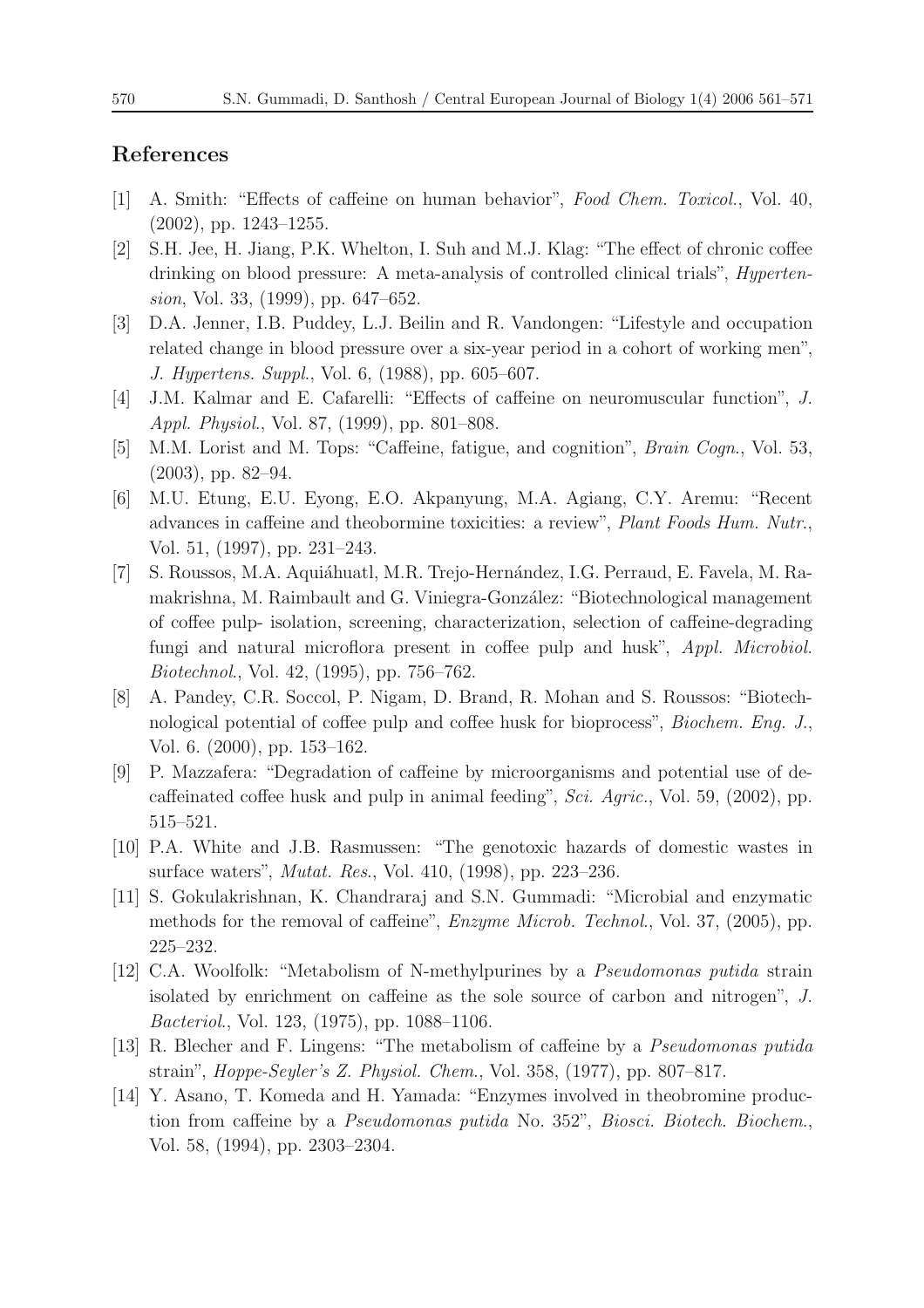## References

[1] A. Smith: "Effects of caffeine on human behavior", *Food Chem. Toxicol.*, Vol. 40, (2002), pp. 1243–1255.

[2] S.H. Jee, H. Jiang, P.K. Whelton, I. Suh and M.J. Klag: "The effect of chronic coffee drinking on blood pressure: A meta-analysis of controlled clinical trials", *Hypertension*, Vol. 33, (1999), pp. 647–652.

[3] D.A. Jenner, I.B. Puddey, L.J. Beilin and R. Vandongen: "Lifestyle and occupation related change in blood pressure over a six-year period in a cohort of working men", *J. Hypertens. Suppl.*, Vol. 6, (1988), pp. 605–607.

[4] J.M. Kalmar and E. Cafarelli: "Effects of caffeine on neuromuscular function", *J. Appl. Physiol.*, Vol. 87, (1999), pp. 801–808.

[5] M.M. Lorist and M. Tops: "Caffeine, fatigue, and cognition", *Brain Cogn.*, Vol. 53, (2003), pp. 82–94.

[6] M.U. Etung, E.U. Eyong, E.O. Akpanyung, M.A. Agiang, C.Y. Aremu: "Recent advances in caffeine and theobormine toxicities: a review", *Plant Foods Hum. Nutr.*, Vol. 51, (1997), pp. 231–243.

[7] S. Roussos, M.A. Aquiáhuatl, M.R. Trejo-Hernández, I.G. Perraud, E. Favela, M. Ramakrishna, M. Raimbault and G. Viniegra-González: "Biotechnological management of coffee pulp- isolation, screening, characterization, selection of caffeine-degrading fungi and natural microflora present in coffee pulp and husk", *Appl. Microbiol. Biotechnol.*, Vol. 42, (1995), pp. 756–762.

[8] A. Pandey, C.R. Soccol, P. Nigam, D. Brand, R. Mohan and S. Roussos: "Biotechnological potential of coffee pulp and coffee husk for bioprocess", *Biochem. Eng. J.*, Vol. 6. (2000), pp. 153–162.

[9] P. Mazzafera: "Degradation of caffeine by microorganisms and potential use of decaffeinated coffee husk and pulp in animal feeding", *Sci. Agric.*, Vol. 59, (2002), pp. 515–521.

[10] P.A. White and J.B. Rasmussen: "The genotoxic hazards of domestic wastes in surface waters", *Mutat. Res.*, Vol. 410, (1998), pp. 223–236.

[11] S. Gokulakrishnan, K. Chandraraj and S.N. Gummadi: "Microbial and enzymatic methods for the removal of caffeine", *Enzyme Microb. Technol.*, Vol. 37, (2005), pp. 225–232.

[12] C.A. Woolfolk: "Metabolism of N-methylpurines by a *Pseudomonas putida* strain isolated by enrichment on caffeine as the sole source of carbon and nitrogen", *J. Bacteriol.*, Vol. 123, (1975), pp. 1088–1106.

[13] R. Blecher and F. Lingens: "The metabolism of caffeine by a *Pseudomonas putida* strain", *Hoppe-Seyler's Z. Physiol. Chem.*, Vol. 358, (1977), pp. 807–817.

[14] Y. Asano, T. Komeda and H. Yamada: "Enzymes involved in theobromine production from caffeine by a *Pseudomonas putida* No. 352", *Biosci. Biotech. Biochem.*, Vol. 58, (1994), pp. 2303–2304.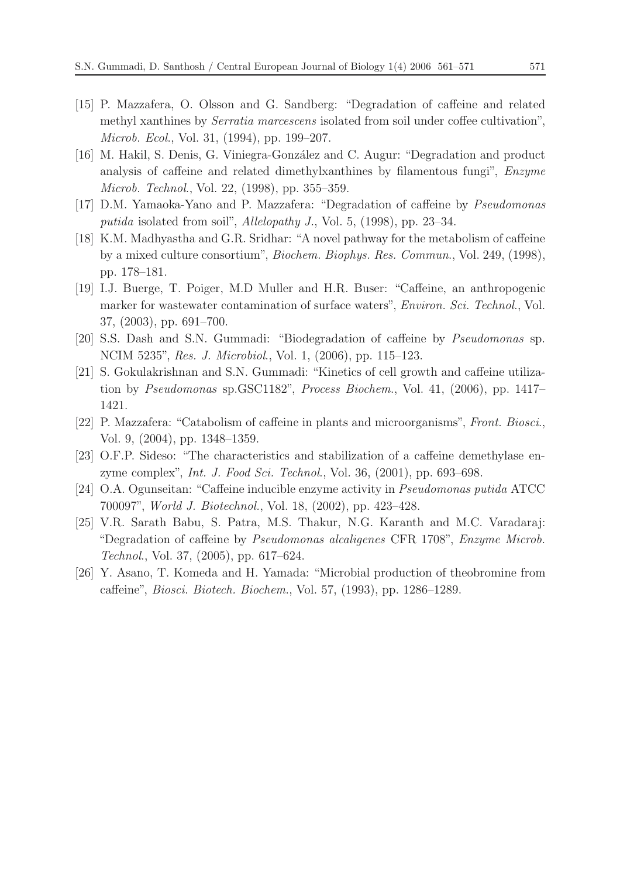[15] P. Mazzafera, O. Olsson and G. Sandberg: "Degradation of caffeine and related methyl xanthines by *Serratia marcescens* isolated from soil under coffee cultivation", *Microb. Ecol.*, Vol. 31, (1994), pp. 199–207.

[16] M. Hakil, S. Denis, G. Viniegra-González and C. Augur: "Degradation and product analysis of caffeine and related dimethylxanthines by filamentous fungi", *Enzyme Microb. Technol.*, Vol. 22, (1998), pp. 355–359.

[17] D.M. Yamaoka-Yano and P. Mazzafera: "Degradation of caffeine by *Pseudomonas putida* isolated from soil", *Allelopathy J.*, Vol. 5, (1998), pp. 23–34.

[18] K.M. Madhyastha and G.R. Sridhar: "A novel pathway for the metabolism of caffeine by a mixed culture consortium", *Biochem. Biophys. Res. Commun.*, Vol. 249, (1998), pp. 178–181.

[19] I.J. Buerge, T. Poiger, M.D Muller and H.R. Buser: "Caffeine, an anthropogenic marker for wastewater contamination of surface waters", *Environ. Sci. Technol.*, Vol. 37, (2003), pp. 691–700.

[20] S.S. Dash and S.N. Gummadi: "Biodegradation of caffeine by *Pseudomonas* sp. NCIM 5235", *Res. J. Microbiol.*, Vol. 1, (2006), pp. 115–123.

[21] S. Gokulakrishnan and S.N. Gummadi: "Kinetics of cell growth and caffeine utilization by *Pseudomonas* sp.GSC1182", *Process Biochem.*, Vol. 41, (2006), pp. 1417–1421.

[22] P. Mazzafera: "Catabolism of caffeine in plants and microorganisms", *Front. Biosci.*, Vol. 9, (2004), pp. 1348–1359.

[23] O.F.P. Sideso: "The characteristics and stabilization of a caffeine demethylase enzyme complex", *Int. J. Food Sci. Technol.*, Vol. 36, (2001), pp. 693–698.

[24] O.A. Ogunseitan: "Caffeine inducible enzyme activity in *Pseudomonas putida* ATCC 700097", *World J. Biotechnol.*, Vol. 18, (2002), pp. 423–428.

[25] V.R. Sarath Babu, S. Patra, M.S. Thakur, N.G. Karanth and M.C. Varadaraj: "Degradation of caffeine by *Pseudomonas alcaligenes* CFR 1708", *Enzyme Microb. Technol.*, Vol. 37, (2005), pp. 617–624.

[26] Y. Asano, T. Komeda and H. Yamada: "Microbial production of theobromine from caffeine", *Biosci. Biotech. Biochem.*, Vol. 57, (1993), pp. 1286–1289.